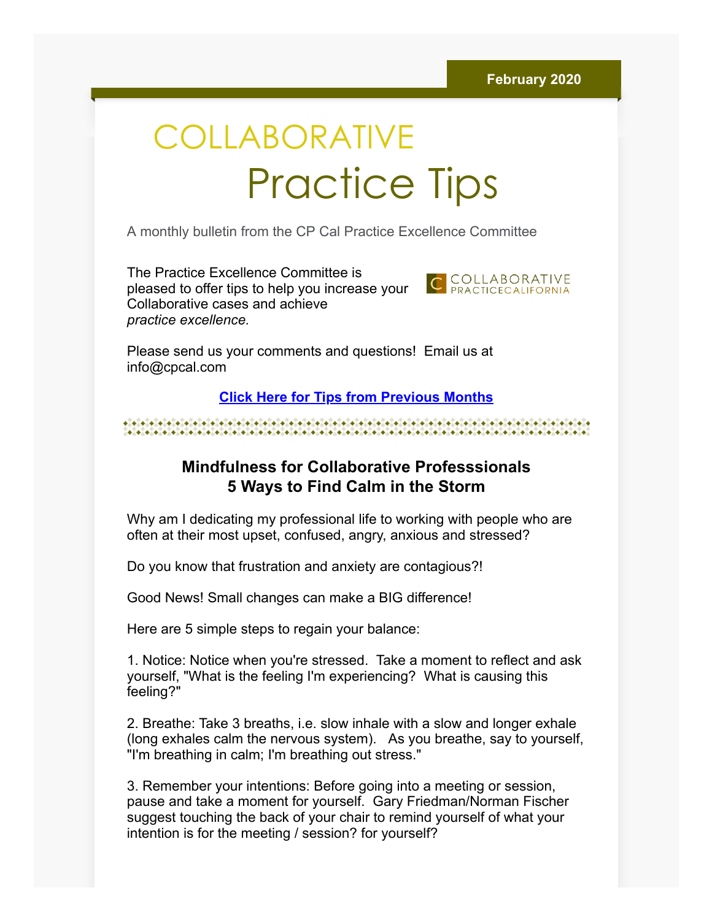February 2020

# COLLABORATIVE Practice Tips

A monthly bulletin from the CP Cal Practice Excellence Committee

The Practice Excellence Committee is pleased to offer tips to help you increase your Collaborative cases and achieve *practice excellence.*

COLLABORATIVE PRACTICECALIFORNIA

Please send us your comments and questions! Email us at info@cpcal.com

**Click Here for Tips from Previous Months**

## Mindfulness for Collaborative Professsionals
## 5 Ways to Find Calm in the Storm

Why am I dedicating my professional life to working with people who are often at their most upset, confused, angry, anxious and stressed?

Do you know that frustration and anxiety are contagious?!

Good News! Small changes can make a BIG difference!

Here are 5 simple steps to regain your balance:

1. Notice: Notice when you're stressed. Take a moment to reflect and ask yourself, "What is the feeling I'm experiencing? What is causing this feeling?"

2. Breathe: Take 3 breaths, i.e. slow inhale with a slow and longer exhale (long exhales calm the nervous system). As you breathe, say to yourself, "I'm breathing in calm; I'm breathing out stress."

3. Remember your intentions: Before going into a meeting or session, pause and take a moment for yourself. Gary Friedman/Norman Fischer suggest touching the back of your chair to remind yourself of what your intention is for the meeting / session? for yourself?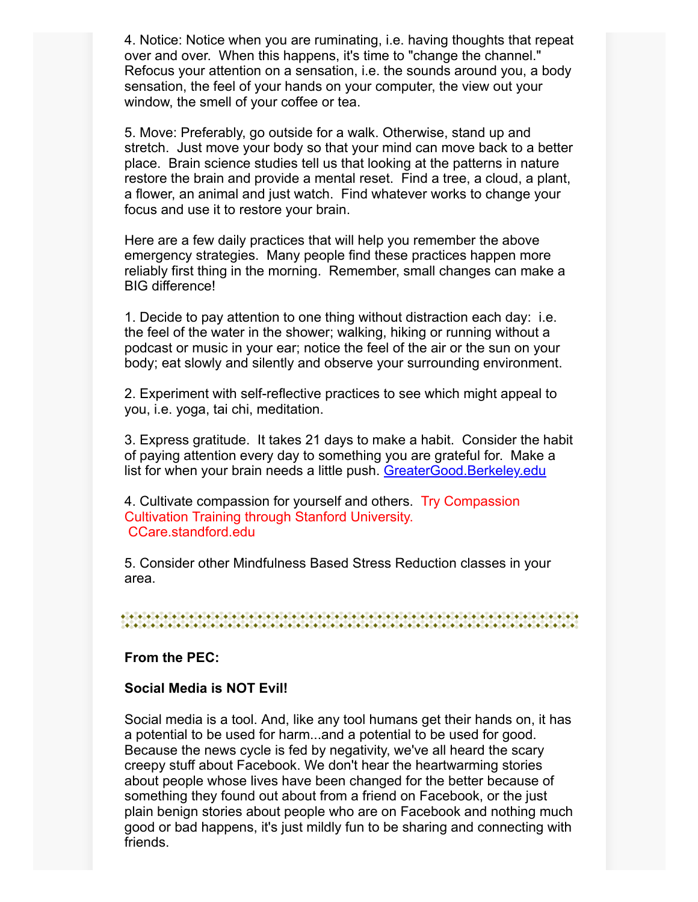4. Notice: Notice when you are ruminating, i.e. having thoughts that repeat over and over. When this happens, it's time to "change the channel." Refocus your attention on a sensation, i.e. the sounds around you, a body sensation, the feel of your hands on your computer, the view out your window, the smell of your coffee or tea.

5. Move: Preferably, go outside for a walk. Otherwise, stand up and stretch. Just move your body so that your mind can move back to a better place. Brain science studies tell us that looking at the patterns in nature restore the brain and provide a mental reset. Find a tree, a cloud, a plant, a flower, an animal and just watch. Find whatever works to change your focus and use it to restore your brain.

Here are a few daily practices that will help you remember the above emergency strategies. Many people find these practices happen more reliably first thing in the morning. Remember, small changes can make a BIG difference!

1. Decide to pay attention to one thing without distraction each day: i.e. the feel of the water in the shower; walking, hiking or running without a podcast or music in your ear; notice the feel of the air or the sun on your body; eat slowly and silently and observe your surrounding environment.

2. Experiment with self-reflective practices to see which might appeal to you, i.e. yoga, tai chi, meditation.

3. Express gratitude. It takes 21 days to make a habit. Consider the habit of paying attention every day to something you are grateful for. Make a list for when your brain needs a little push. GreaterGood.Berkeley.edu

4. Cultivate compassion for yourself and others. Try Compassion Cultivation Training through Stanford University. CCare.standford.edu

5. Consider other Mindfulness Based Stress Reduction classes in your area.

---

**From the PEC:**

**Social Media is NOT Evil!**

Social media is a tool. And, like any tool humans get their hands on, it has a potential to be used for harm...and a potential to be used for good. Because the news cycle is fed by negativity, we've all heard the scary creepy stuff about Facebook. We don't hear the heartwarming stories about people whose lives have been changed for the better because of something they found out about from a friend on Facebook, or the just plain benign stories about people who are on Facebook and nothing much good or bad happens, it's just mildly fun to be sharing and connecting with friends.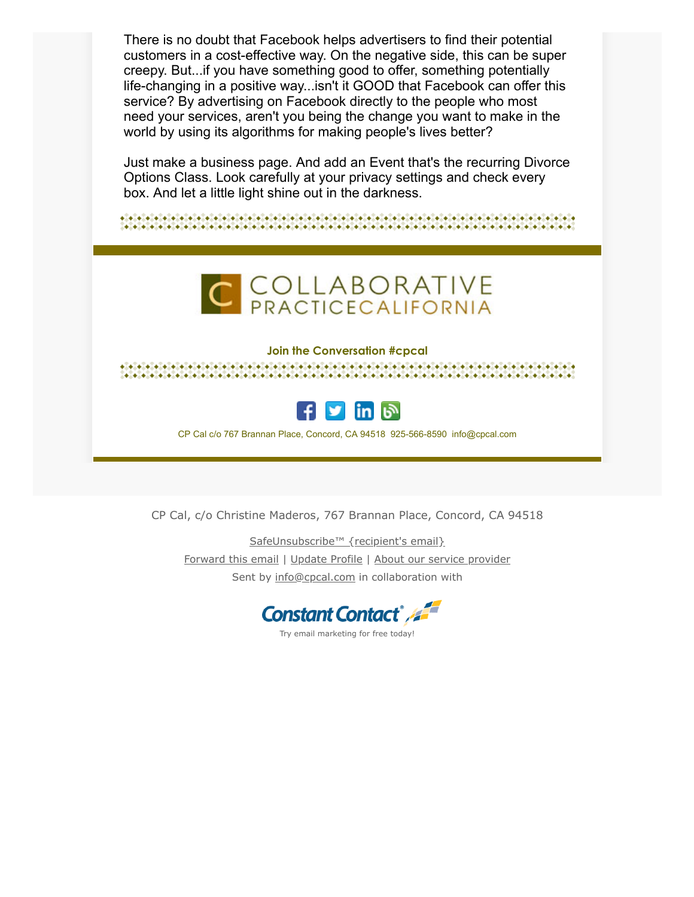There is no doubt that Facebook helps advertisers to find their potential customers in a cost-effective way. On the negative side, this can be super creepy. But...if you have something good to offer, something potentially life-changing in a positive way...isn't it GOOD that Facebook can offer this service? By advertising on Facebook directly to the people who most need your services, aren't you being the change you want to make in the world by using its algorithms for making people's lives better?

Just make a business page. And add an Event that's the recurring Divorce Options Class. Look carefully at your privacy settings and check every box. And let a little light shine out in the darkness.

COLLABORATIVE PRACTICECALIFORNIA

**Join the Conversation #cpcal**

CP Cal c/o 767 Brannan Place, Concord, CA 94518 925-566-8590 info@cpcal.com

CP Cal, c/o Christine Maderos, 767 Brannan Place, Concord, CA 94518

SafeUnsubscribe™ {recipient's email}

Forward this email | Update Profile | About our service provider

Sent by info@cpcal.com in collaboration with

Constant Contact

Try email marketing for free today!